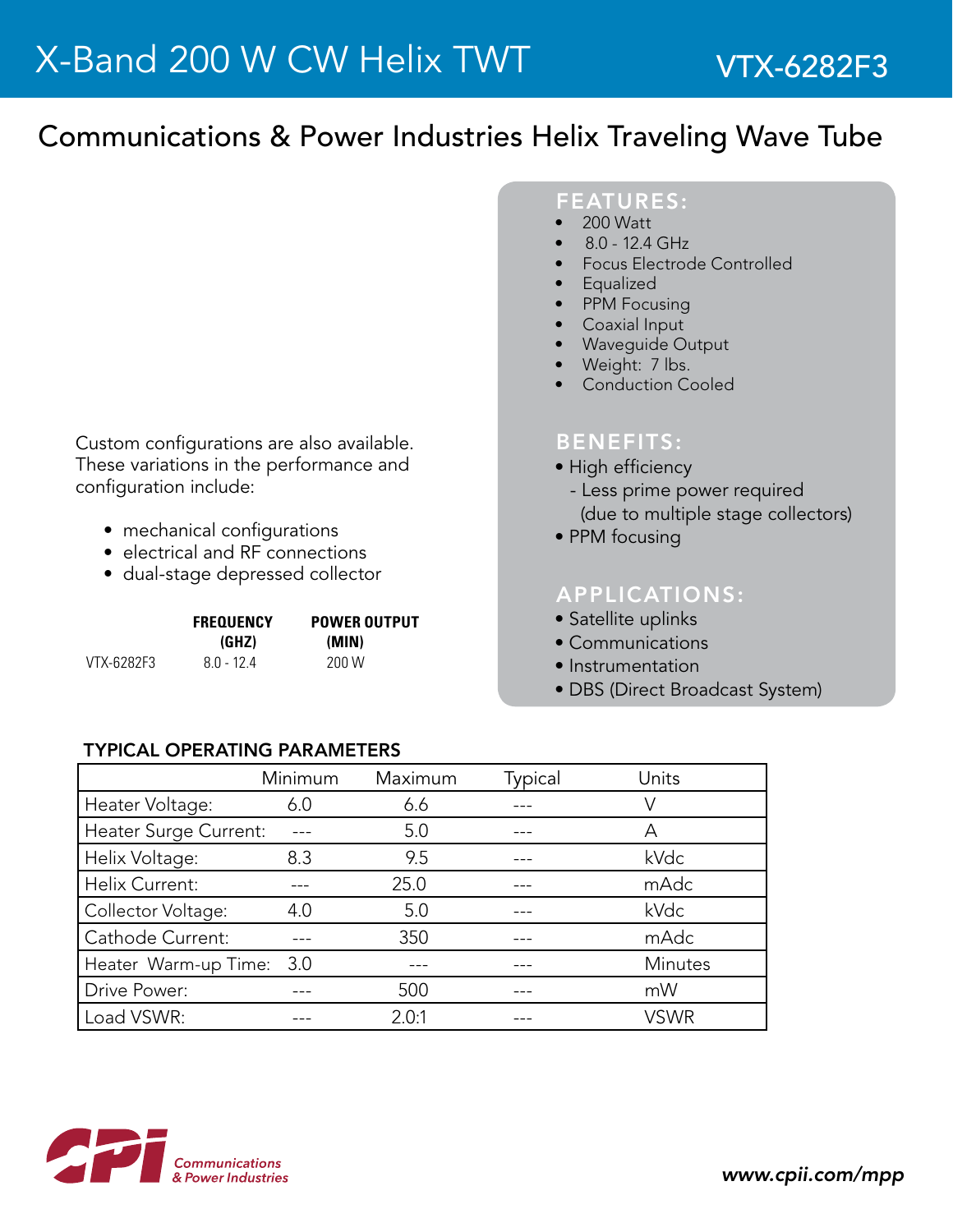# X-Band 200 W CW Helix TWT

## VTX-6282F3

## Communications & Power Industries Helix Traveling Wave Tube

### FEATURES:

- 200 Watt
- 8.0 - 12.4 GHz
- Focus Electrode Controlled
- Equalized
- PPM Focusing
- Coaxial Input
- Waveguide Output
- Weight: 7 lbs.
- Conduction Cooled

### BENEFITS:

- High efficiency
  - Less prime power required (due to multiple stage collectors)
- PPM focusing

### APPLICATIONS:

- Satellite uplinks
- Communications
- Instrumentation
- DBS (Direct Broadcast System)

Custom configurations are also available. These variations in the performance and configuration include:

- mechanical configurations
- electrical and RF connections
- dual-stage depressed collector

| | FREQUENCY (GHZ) | POWER OUTPUT (MIN) |
|---|---|---|
| VTX-6282F3 | 8.0 - 12.4 | 200 W |

### TYPICAL OPERATING PARAMETERS

| | Minimum | Maximum | Typical | Units |
|---|---|---|---|---|
| Heater Voltage: | 6.0 | 6.6 | --- | V |
| Heater Surge Current: | --- | 5.0 | --- | A |
| Helix Voltage: | 8.3 | 9.5 | --- | kVdc |
| Helix Current: | --- | 25.0 | --- | mAdc |
| Collector Voltage: | 4.0 | 5.0 | --- | kVdc |
| Cathode Current: | --- | 350 | --- | mAdc |
| Heater Warm-up Time: | 3.0 | --- | --- | Minutes |
| Drive Power: | --- | 500 | --- | mW |
| Load VSWR: | --- | 2.0:1 | --- | VSWR |

CPI Communications & Power Industries

www.cpii.com/mpp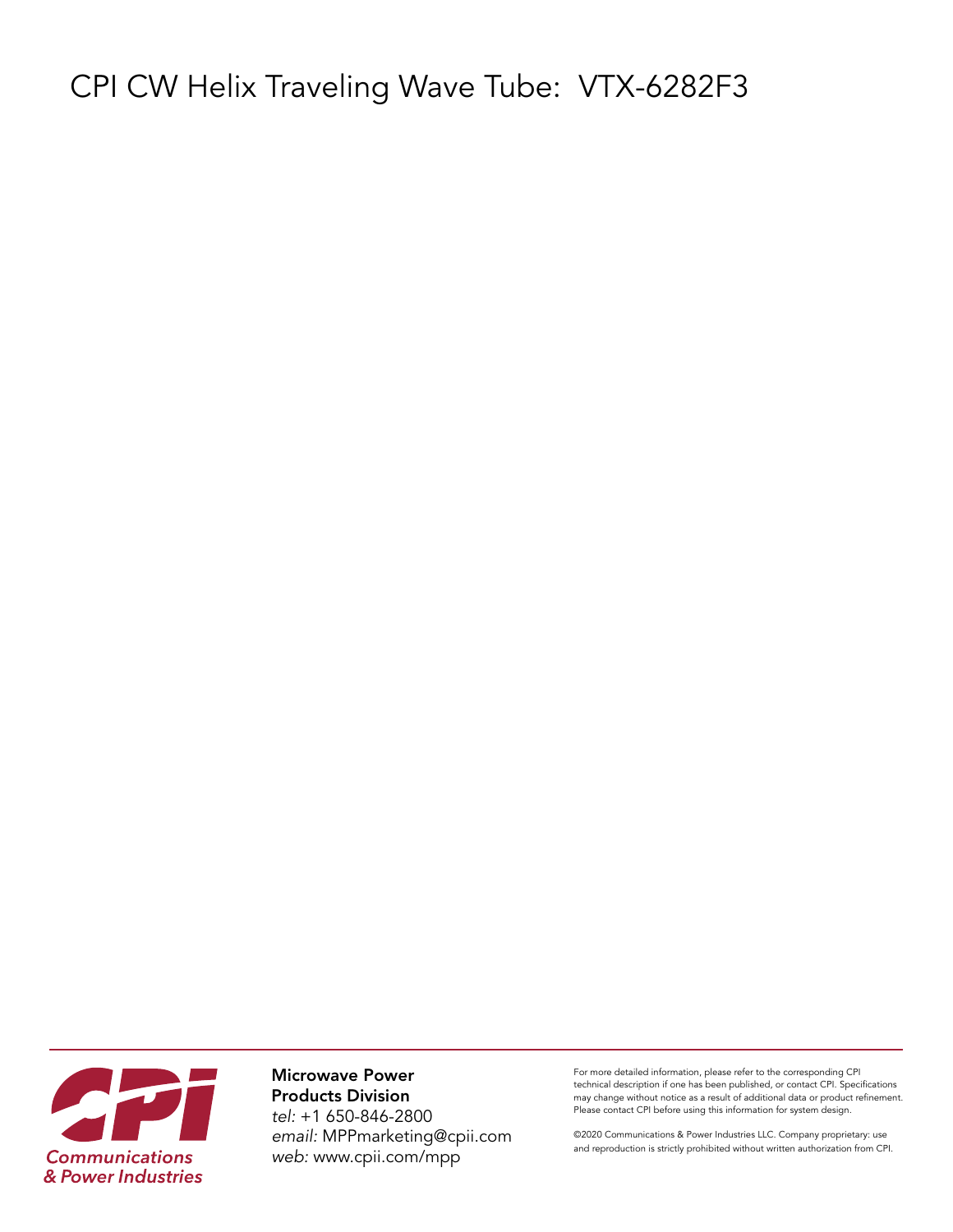# CPI CW Helix Traveling Wave Tube: VTX-6282F3

Communications & Power Industries

**Microwave Power Products Division**

*tel:* +1 650-846-2800
*email:* MPPmarketing@cpii.com
*web:* www.cpii.com/mpp

For more detailed information, please refer to the corresponding CPI technical description if one has been published, or contact CPI. Specifications may change without notice as a result of additional data or product refinement. Please contact CPI before using this information for system design.

©2020 Communications & Power Industries LLC. Company proprietary: use and reproduction is strictly prohibited without written authorization from CPI.